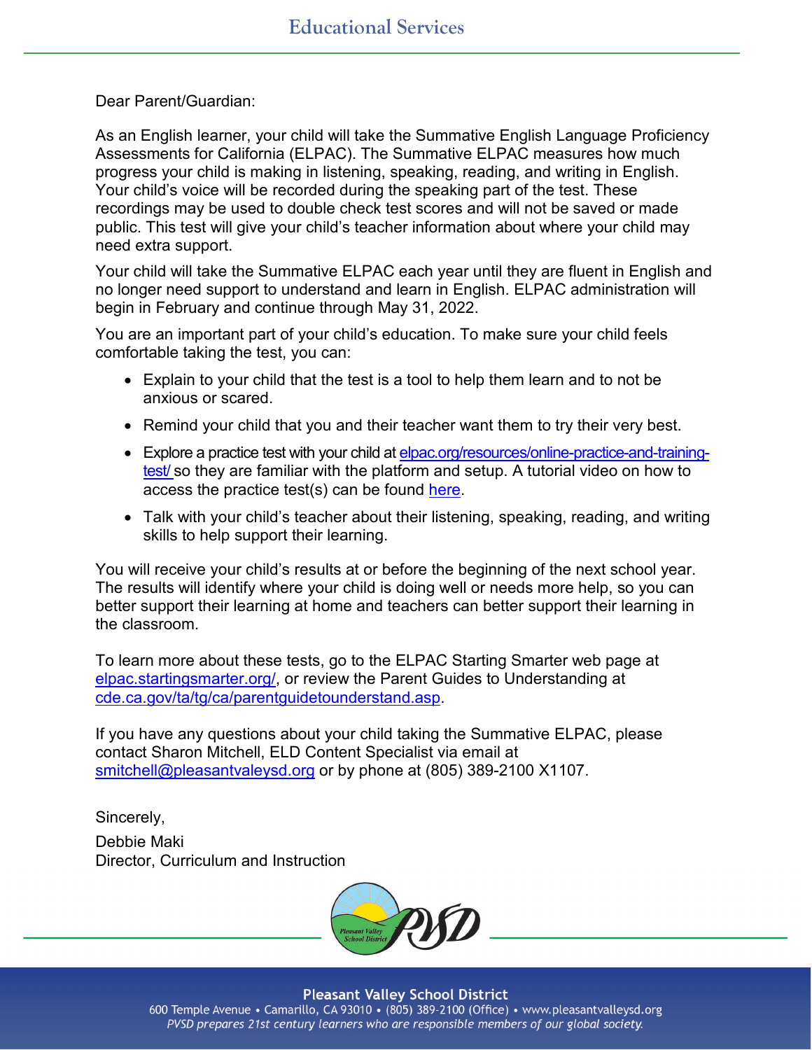# Educational Services

Dear Parent/Guardian:

As an English learner, your child will take the Summative English Language Proficiency Assessments for California (ELPAC). The Summative ELPAC measures how much progress your child is making in listening, speaking, reading, and writing in English. Your child's voice will be recorded during the speaking part of the test. These recordings may be used to double check test scores and will not be saved or made public. This test will give your child's teacher information about where your child may need extra support.

Your child will take the Summative ELPAC each year until they are fluent in English and no longer need support to understand and learn in English. ELPAC administration will begin in February and continue through May 31, 2022.

You are an important part of your child's education. To make sure your child feels comfortable taking the test, you can:

- Explain to your child that the test is a tool to help them learn and to not be anxious or scared.
- Remind your child that you and their teacher want them to try their very best.
- Explore a practice test with your child at elpac.org/resources/online-practice-and-training-test/ so they are familiar with the platform and setup. A tutorial video on how to access the practice test(s) can be found here.
- Talk with your child's teacher about their listening, speaking, reading, and writing skills to help support their learning.

You will receive your child's results at or before the beginning of the next school year. The results will identify where your child is doing well or needs more help, so you can better support their learning at home and teachers can better support their learning in the classroom.

To learn more about these tests, go to the ELPAC Starting Smarter web page at elpac.startingsmarter.org/, or review the Parent Guides to Understanding at cde.ca.gov/ta/tg/ca/parentguidetounderstand.asp.

If you have any questions about your child taking the Summative ELPAC, please contact Sharon Mitchell, ELD Content Specialist via email at smitchell@pleasantvaleysd.org or by phone at (805) 389-2100 X1107.

Sincerely,

Debbie Maki
Director, Curriculum and Instruction

**Pleasant Valley School District**
600 Temple Avenue • Camarillo, CA 93010 • (805) 389-2100 (Office) • www.pleasantvalleysd.org
*PVSD prepares 21st century learners who are responsible members of our global society.*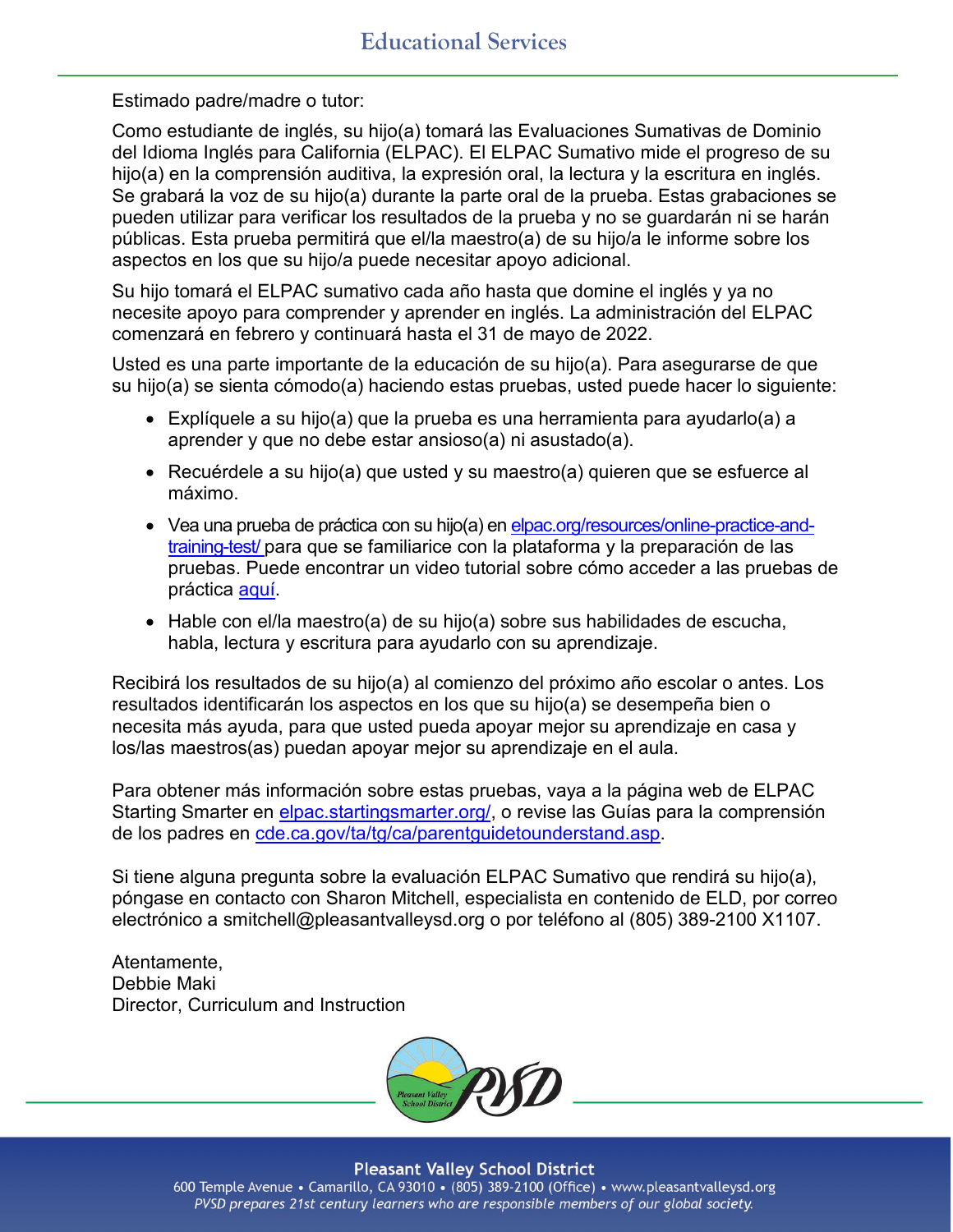Estimado padre/madre o tutor:

Como estudiante de inglés, su hijo(a) tomará las Evaluaciones Sumativas de Dominio del Idioma Inglés para California (ELPAC). El ELPAC Sumativo mide el progreso de su hijo(a) en la comprensión auditiva, la expresión oral, la lectura y la escritura en inglés. Se grabará la voz de su hijo(a) durante la parte oral de la prueba. Estas grabaciones se pueden utilizar para verificar los resultados de la prueba y no se guardarán ni se harán públicas. Esta prueba permitirá que el/la maestro(a) de su hijo/a le informe sobre los aspectos en los que su hijo/a puede necesitar apoyo adicional.

Su hijo tomará el ELPAC sumativo cada año hasta que domine el inglés y ya no necesite apoyo para comprender y aprender en inglés. La administración del ELPAC comenzará en febrero y continuará hasta el 31 de mayo de 2022.

Usted es una parte importante de la educación de su hijo(a). Para asegurarse de que su hijo(a) se sienta cómodo(a) haciendo estas pruebas, usted puede hacer lo siguiente:

- Explíquele a su hijo(a) que la prueba es una herramienta para ayudarlo(a) a aprender y que no debe estar ansioso(a) ni asustado(a).
- Recuérdele a su hijo(a) que usted y su maestro(a) quieren que se esfuerce al máximo.
- Vea una prueba de práctica con su hijo(a) en elpac.org/resources/online-practice-and-training-test/ para que se familiarice con la plataforma y la preparación de las pruebas. Puede encontrar un video tutorial sobre cómo acceder a las pruebas de práctica aquí.
- Hable con el/la maestro(a) de su hijo(a) sobre sus habilidades de escucha, habla, lectura y escritura para ayudarlo con su aprendizaje.

Recibirá los resultados de su hijo(a) al comienzo del próximo año escolar o antes. Los resultados identificarán los aspectos en los que su hijo(a) se desempeña bien o necesita más ayuda, para que usted pueda apoyar mejor su aprendizaje en casa y los/las maestros(as) puedan apoyar mejor su aprendizaje en el aula.

Para obtener más información sobre estas pruebas, vaya a la página web de ELPAC Starting Smarter en elpac.startingsmarter.org/, o revise las Guías para la comprensión de los padres en cde.ca.gov/ta/tg/ca/parentguidetounderstand.asp.

Si tiene alguna pregunta sobre la evaluación ELPAC Sumativo que rendirá su hijo(a), póngase en contacto con Sharon Mitchell, especialista en contenido de ELD, por correo electrónico a smitchell@pleasantvalleysd.org o por teléfono al (805) 389-2100 X1107.

Atentamente,
Debbie Maki
Director, Curriculum and Instruction